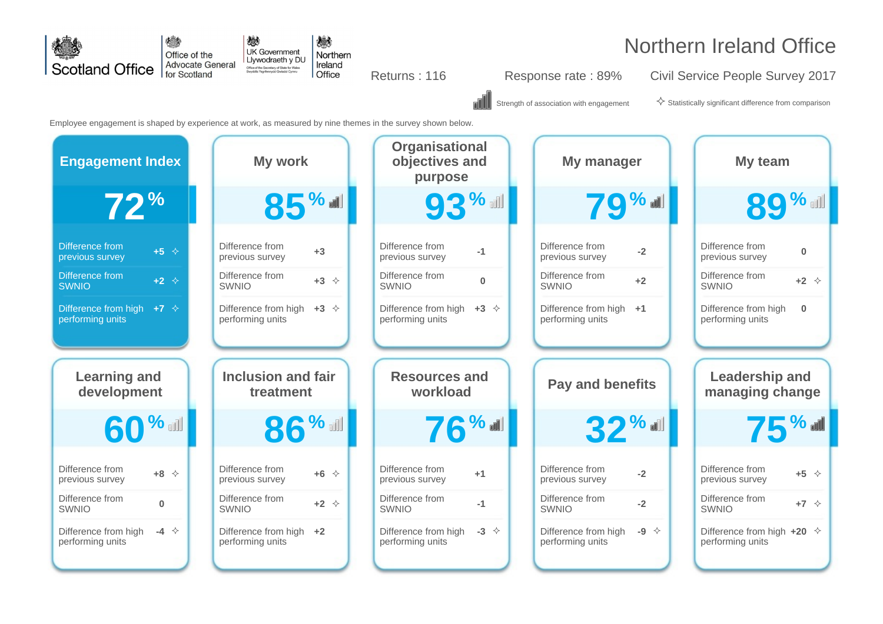Scotland Office | Office of the Advocate General for Scotland | UK Government Llywodraeth y DU | Northern Ireland Office

# Northern Ireland Office

Returns : 116 | Response rate : 89% | Civil Service People Survey 2017

Strength of association with engagement | ✧ Statistically significant difference from comparison

Employee engagement is shaped by experience at work, as measured by nine themes in the survey shown below.

| Theme | Score | Difference from previous survey | Difference from SWNIO | Difference from high performing units |
|---|---|---|---|---|
| Engagement Index | 72% | +5 ✧ | +2 ✧ | +7 ✧ |
| My work | 85% | +3 | +3 ✧ | +3 ✧ |
| Organisational objectives and purpose | 93% | -1 | 0 | +3 ✧ |
| My manager | 79% | -2 | +2 | +1 |
| My team | 89% | 0 | +2 ✧ | 0 |
| Learning and development | 60% | +8 ✧ | 0 | -4 ✧ |
| Inclusion and fair treatment | 86% | +6 ✧ | +2 ✧ | +2 |
| Resources and workload | 76% | +1 | -1 | -3 ✧ |
| Pay and benefits | 32% | -2 | -2 | -9 ✧ |
| Leadership and managing change | 75% | +5 ✧ | +7 ✧ | +20 ✧ |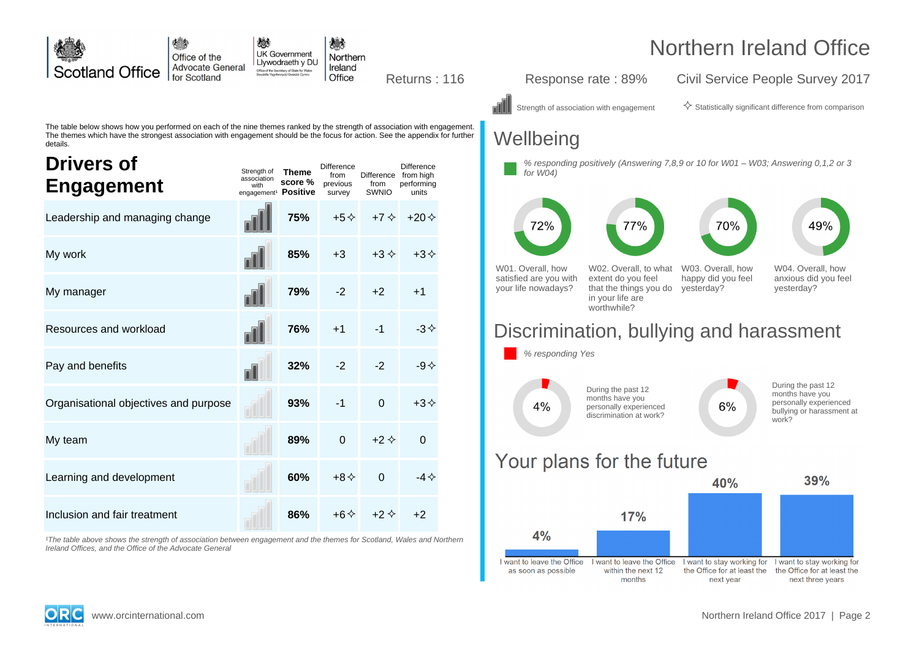Scotland Office | Office of the Advocate General for Scotland | UK Government Llywodraeth y DU | Northern Ireland Office

# Northern Ireland Office

Returns : 116 | Response rate : 89% | Civil Service People Survey 2017

Strength of association with engagement | ✧ Statistically significant difference from comparison

The table below shows how you performed on each of the nine themes ranked by the strength of association with engagement. The themes which have the strongest association with engagement should be the focus for action. See the appendix for further details.

## Drivers of Engagement

| Theme | Strength of association with engagement[1] | Theme score % Positive | Difference from previous survey | Difference from SWNIO | Difference from high performing units |
|---|---|---|---|---|---|
| Leadership and managing change | | **75%** | +5✧ | +7✧ | +20✧ |
| My work | | **85%** | +3 | +3✧ | +3✧ |
| My manager | | **79%** | -2 | +2 | +1 |
| Resources and workload | | **76%** | +1 | -1 | -3✧ |
| Pay and benefits | | **32%** | -2 | -2 | -9✧ |
| Organisational objectives and purpose | | **93%** | -1 | 0 | +3✧ |
| My team | | **89%** | 0 | +2✧ | 0 |
| Learning and development | | **60%** | +8✧ | 0 | -4✧ |
| Inclusion and fair treatment | | **86%** | +6✧ | +2✧ | +2 |

*[1]The table above shows the strength of association between engagement and the themes for Scotland, Wales and Northern Ireland Offices, and the Office of the Advocate General*

## Wellbeing

*% responding positively (Answering 7,8,9 or 10 for W01 – W03; Answering 0,1,2 or 3 for W04)*

| Question | % |
|---|---|
| W01. Overall, how satisfied are you with your life nowadays? | 72% |
| W02. Overall, to what extent do you feel that the things you do in your life are worthwhile? | 77% |
| W03. Overall, how happy did you feel yesterday? | 70% |
| W04. Overall, how anxious did you feel yesterday? | 49% |

## Discrimination, bullying and harassment

*% responding Yes*

| Question | % |
|---|---|
| During the past 12 months have you personally experienced discrimination at work? | 4% |
| During the past 12 months have you personally experienced bullying or harassment at work? | 6% |

## Your plans for the future

| Plan | % |
|---|---|
| I want to leave the Office as soon as possible | 4% |
| I want to leave the Office within the next 12 months | 17% |
| I want to stay working for the Office for at least the next year | 40% |
| I want to stay working for the Office for at least the next three years | 39% |

www.orcinternational.com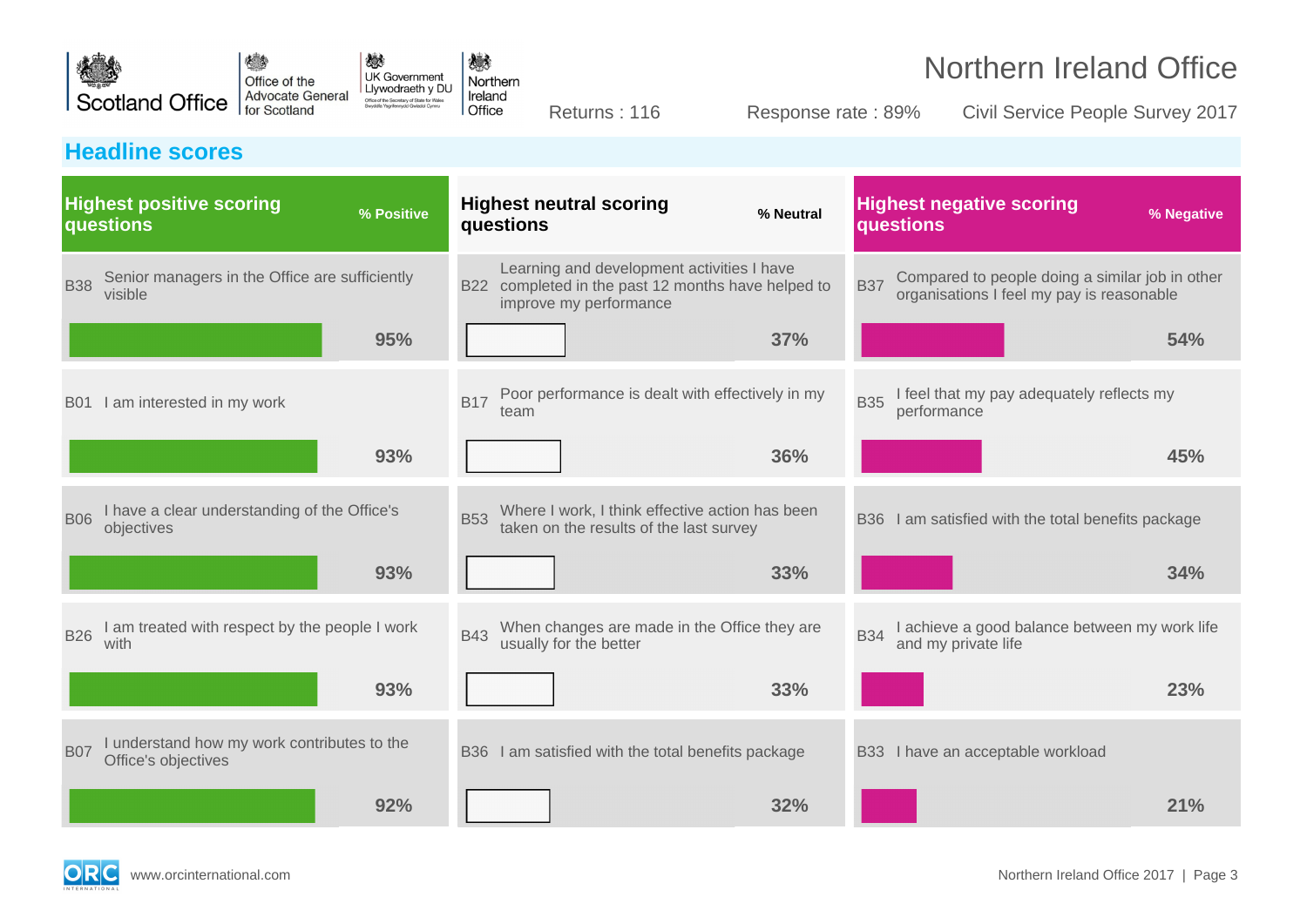# Northern Ireland Office

Returns : 116 | Response rate : 89% | Civil Service People Survey 2017

## Headline scores

### Highest positive scoring questions

| Code | Question | % Positive |
|---|---|---|
| B38 | Senior managers in the Office are sufficiently visible | 95% |
| B01 | I am interested in my work | 93% |
| B06 | I have a clear understanding of the Office's objectives | 93% |
| B26 | I am treated with respect by the people I work with | 93% |
| B07 | I understand how my work contributes to the Office's objectives | 92% |

### Highest neutral scoring questions

| Code | Question | % Neutral |
|---|---|---|
| B22 | Learning and development activities I have completed in the past 12 months have helped to improve my performance | 37% |
| B17 | Poor performance is dealt with effectively in my team | 36% |
| B53 | Where I work, I think effective action has been taken on the results of the last survey | 33% |
| B43 | When changes are made in the Office they are usually for the better | 33% |
| B36 | I am satisfied with the total benefits package | 32% |

### Highest negative scoring questions

| Code | Question | % Negative |
|---|---|---|
| B37 | Compared to people doing a similar job in other organisations I feel my pay is reasonable | 54% |
| B35 | I feel that my pay adequately reflects my performance | 45% |
| B36 | I am satisfied with the total benefits package | 34% |
| B34 | I achieve a good balance between my work life and my private life | 23% |
| B33 | I have an acceptable workload | 21% |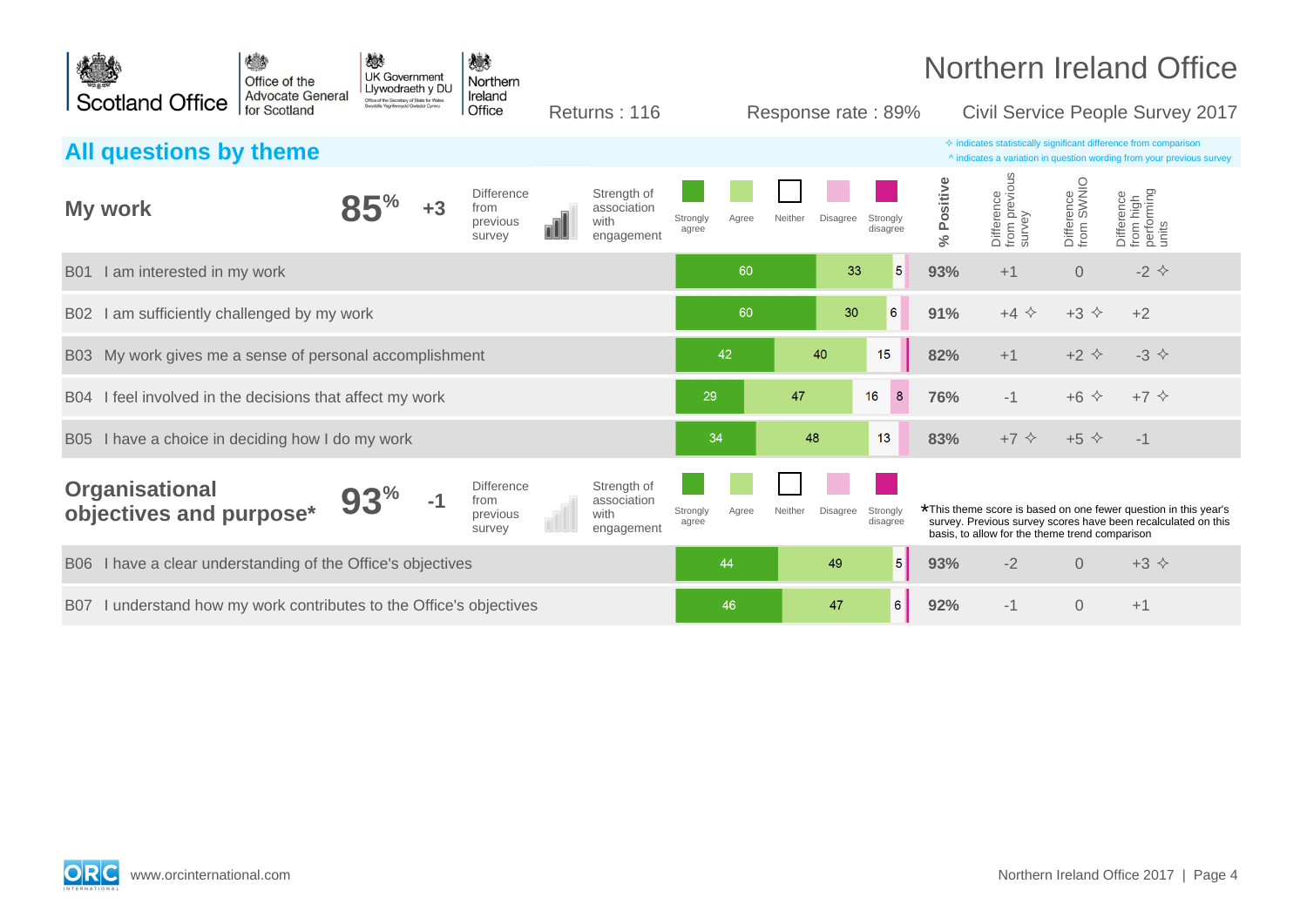# Northern Ireland Office

Scotland Office | Office of the Advocate General for Scotland | UK Government Llywodraeth y DU | Northern Ireland Office

Returns : 116 | Response rate : 89% | Civil Service People Survey 2017

## All questions by theme

✧ indicates statistically significant difference from comparison
^ indicates a variation in question wording from your previous survey

### My work

**85%** | **+3** Difference from previous survey | Strength of association with engagement

| Question | Strongly agree | Agree | Neither | Disagree | Strongly disagree | % Positive | Difference from previous survey | Difference from SWNIO | Difference from high performing units |
|---|---|---|---|---|---|---|---|---|---|
| B01 I am interested in my work | 60 | 33 | 5 | | | 93% | +1 | 0 | -2 ✧ |
| B02 I am sufficiently challenged by my work | 60 | 30 | 6 | | | 91% | +4 ✧ | +3 ✧ | +2 |
| B03 My work gives me a sense of personal accomplishment | 42 | 40 | 15 | | | 82% | +1 | +2 ✧ | -3 ✧ |
| B04 I feel involved in the decisions that affect my work | 29 | 47 | 16 | 8 | | 76% | -1 | +6 ✧ | +7 ✧ |
| B05 I have a choice in deciding how I do my work | 34 | 48 | 13 | | | 83% | +7 ✧ | +5 ✧ | -1 |

### Organisational objectives and purpose*

**93%** | **-1** Difference from previous survey | Strength of association with engagement

*This theme score is based on one fewer question in this year's survey. Previous survey scores have been recalculated on this basis, to allow for the theme trend comparison

| Question | Strongly agree | Agree | Neither | Disagree | Strongly disagree | % Positive | Difference from previous survey | Difference from SWNIO | Difference from high performing units |
|---|---|---|---|---|---|---|---|---|---|
| B06 I have a clear understanding of the Office's objectives | 44 | 49 | 5 | | | 93% | -2 | 0 | +3 ✧ |
| B07 I understand how my work contributes to the Office's objectives | 46 | 47 | 6 | | | 92% | -1 | 0 | +1 |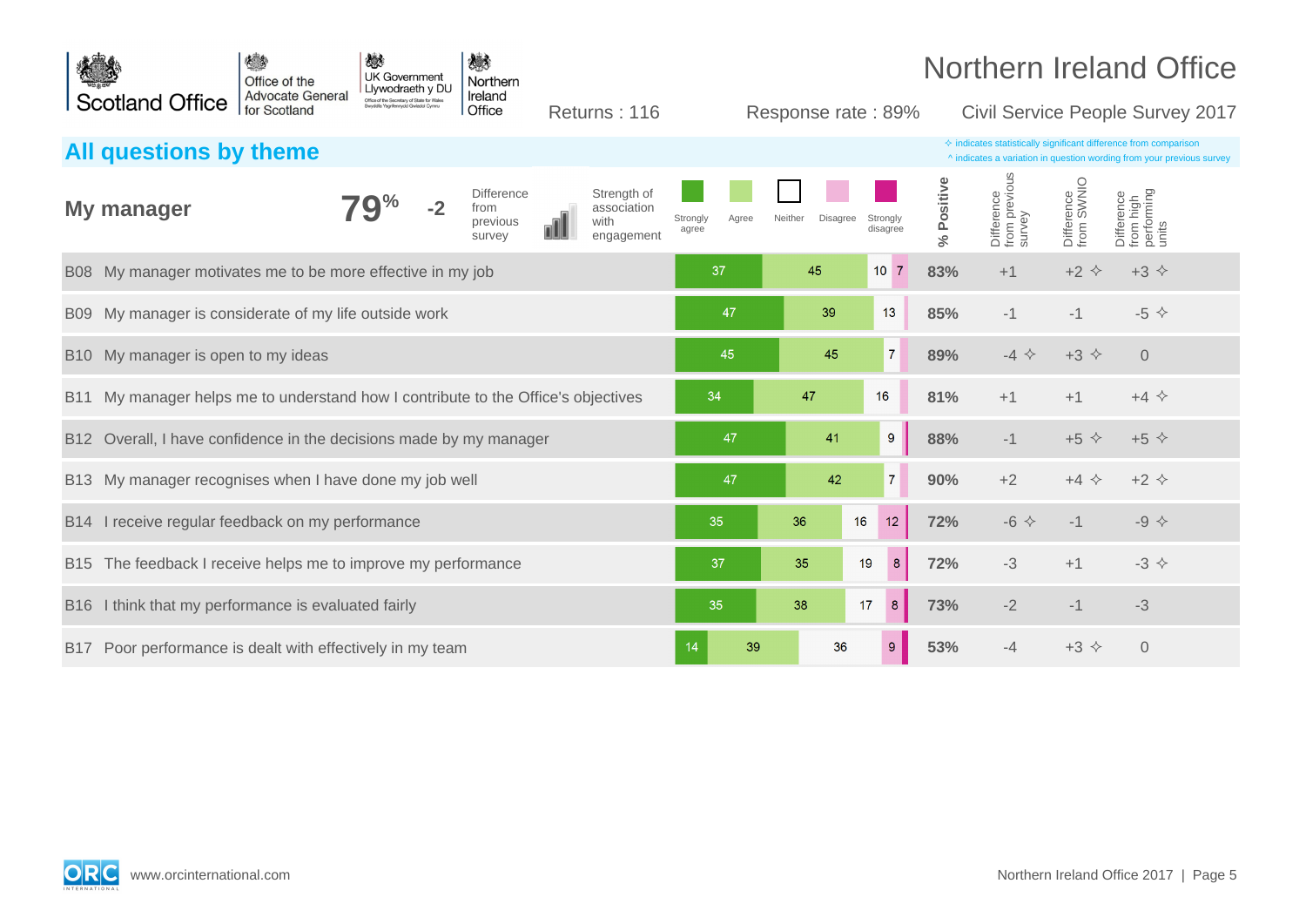# Northern Ireland Office

Returns : 116 | Response rate : 89% | Civil Service People Survey 2017

## All questions by theme

✧ indicates statistically significant difference from comparison
^ indicates a variation in question wording from your previous survey

**My manager** 79% | -2 Difference from previous survey | Strength of association with engagement

| Question | Strongly agree | Agree | Neither | Disagree | Strongly disagree | % Positive | Difference from previous survey | Difference from SWNIO | Difference from high performing units |
|---|---|---|---|---|---|---|---|---|---|
| B08 My manager motivates me to be more effective in my job | 37 | 45 | 10 | 7 | | 83% | +1 | +2 ✧ | +3 ✧ |
| B09 My manager is considerate of my life outside work | 47 | 39 | 13 | | | 85% | -1 | -1 | -5 ✧ |
| B10 My manager is open to my ideas | 45 | 45 | 7 | | | 89% | -4 ✧ | +3 ✧ | 0 |
| B11 My manager helps me to understand how I contribute to the Office's objectives | 34 | 47 | 16 | | | 81% | +1 | +1 | +4 ✧ |
| B12 Overall, I have confidence in the decisions made by my manager | 47 | 41 | 9 | | | 88% | -1 | +5 ✧ | +5 ✧ |
| B13 My manager recognises when I have done my job well | 47 | 42 | 7 | | | 90% | +2 | +4 ✧ | +2 ✧ |
| B14 I receive regular feedback on my performance | 35 | 36 | 16 | 12 | | 72% | -6 ✧ | -1 | -9 ✧ |
| B15 The feedback I receive helps me to improve my performance | 37 | 35 | 19 | 8 | | 72% | -3 | +1 | -3 ✧ |
| B16 I think that my performance is evaluated fairly | 35 | 38 | 17 | 8 | | 73% | -2 | -1 | -3 |
| B17 Poor performance is dealt with effectively in my team | 14 | 39 | 36 | 9 | | 53% | -4 | +3 ✧ | 0 |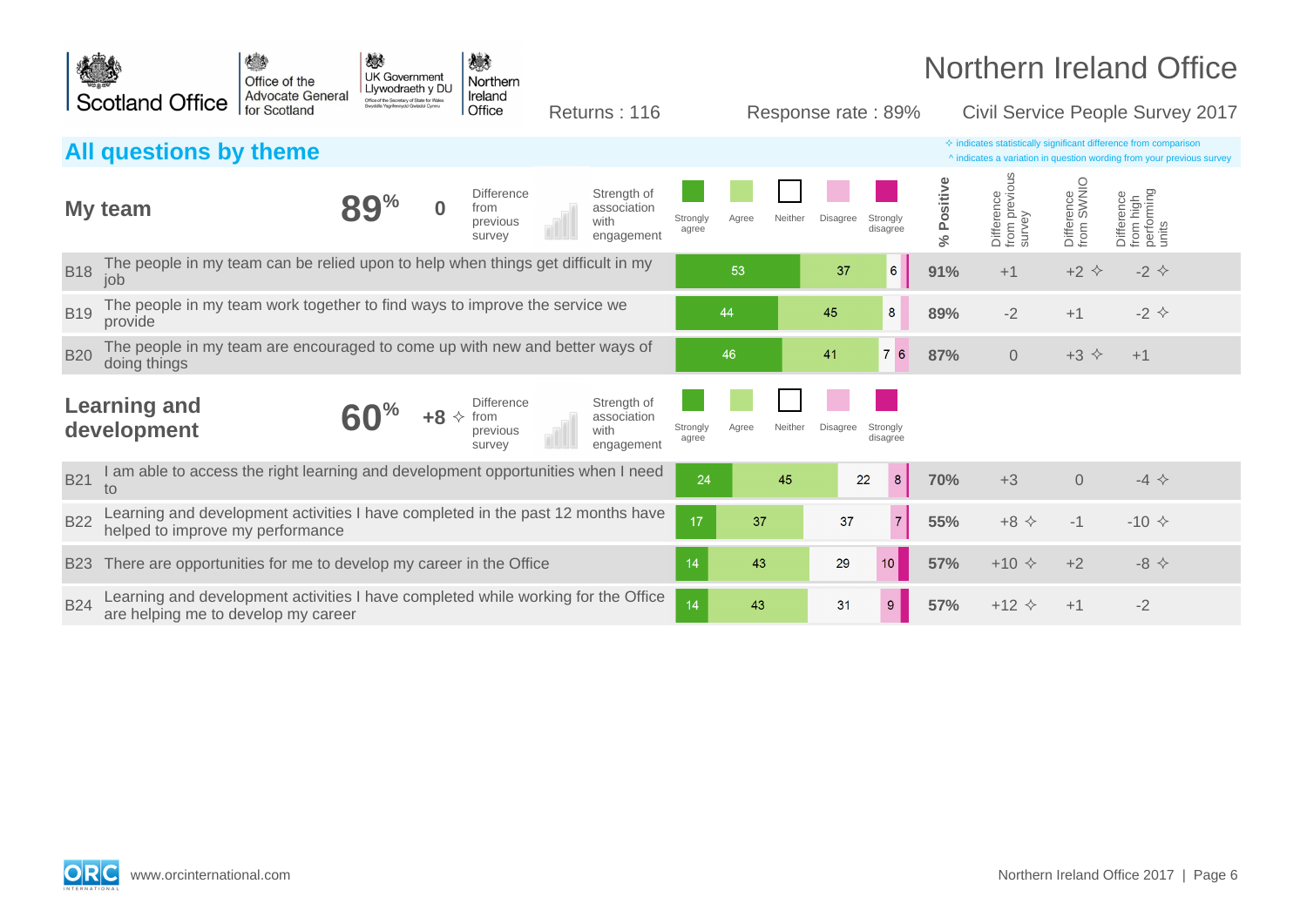# Northern Ireland Office

Returns : 116 | Response rate : 89% | Civil Service People Survey 2017

## All questions by theme

✧ indicates statistically significant difference from comparison
^ indicates a variation in question wording from your previous survey

### My team

89% | 0 Difference from previous survey | Strength of association with engagement

| | Question | Strongly agree | Agree | Neither | Disagree | Strongly disagree | % Positive | Difference from previous survey | Difference from SWNIO | Difference from high performing units |
|---|---|---|---|---|---|---|---|---|---|---|
| B18 | The people in my team can be relied upon to help when things get difficult in my job | 53 | 37 | 6 | | | 91% | +1 | +2 ✧ | -2 ✧ |
| B19 | The people in my team work together to find ways to improve the service we provide | 44 | 45 | 8 | | | 89% | -2 | +1 | -2 ✧ |
| B20 | The people in my team are encouraged to come up with new and better ways of doing things | 46 | 41 | 7 | 6 | | 87% | 0 | +3 ✧ | +1 |

### Learning and development

60% | +8 ✧ Difference from previous survey | Strength of association with engagement

| | Question | Strongly agree | Agree | Neither | Disagree | Strongly disagree | % Positive | Difference from previous survey | Difference from SWNIO | Difference from high performing units |
|---|---|---|---|---|---|---|---|---|---|---|
| B21 | I am able to access the right learning and development opportunities when I need to | 24 | 45 | 22 | 8 | | 70% | +3 | 0 | -4 ✧ |
| B22 | Learning and development activities I have completed in the past 12 months have helped to improve my performance | 17 | 37 | 37 | 7 | | 55% | +8 ✧ | -1 | -10 ✧ |
| B23 | There are opportunities for me to develop my career in the Office | 14 | 43 | 29 | 10 | | 57% | +10 ✧ | +2 | -8 ✧ |
| B24 | Learning and development activities I have completed while working for the Office are helping me to develop my career | 14 | 43 | 31 | 9 | | 57% | +12 ✧ | +1 | -2 |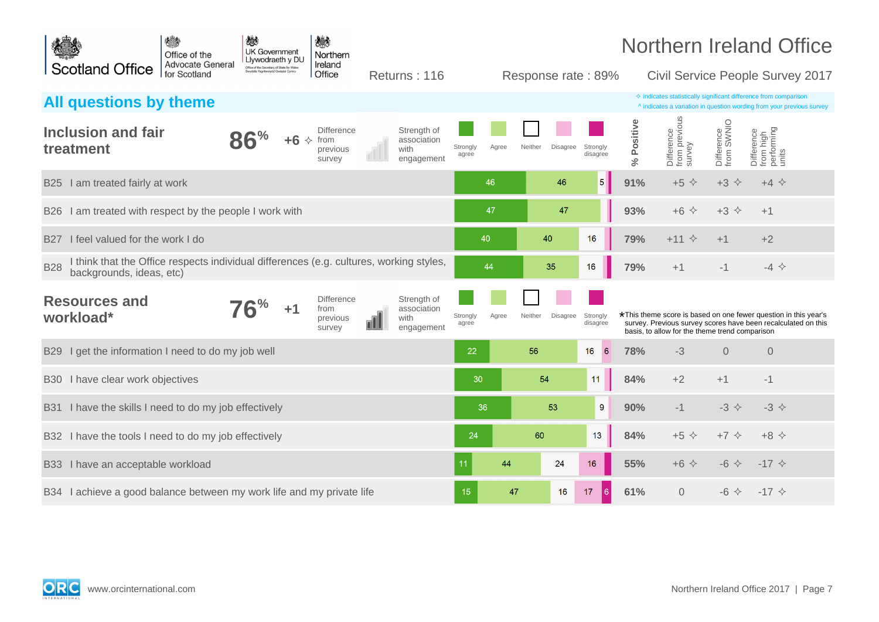# Northern Ireland Office

Returns : 116 | Response rate : 89% | Civil Service People Survey 2017

## All questions by theme

✧ indicates statistically significant difference from comparison
^ indicates a variation in question wording from your previous survey

### Inclusion and fair treatment

**86%** | **+6 ✧** Difference from previous survey | Strength of association with engagement

| Question | Strongly agree | Agree | Neither | Disagree | Strongly disagree | % Positive | Difference from previous survey | Difference from SWNIO | Difference from high performing units |
|---|---|---|---|---|---|---|---|---|---|
| B25 I am treated fairly at work | 46 | 46 | 5 | | | 91% | +5 ✧ | +3 ✧ | +4 ✧ |
| B26 I am treated with respect by the people I work with | 47 | 47 | | | | 93% | +6 ✧ | +3 ✧ | +1 |
| B27 I feel valued for the work I do | 40 | 40 | 16 | | | 79% | +11 ✧ | +1 | +2 |
| B28 I think that the Office respects individual differences (e.g. cultures, working styles, backgrounds, ideas, etc) | 44 | 35 | 16 | | | 79% | +1 | -1 | -4 ✧ |

### Resources and workload*

**76%** | **+1** Difference from previous survey | Strength of association with engagement

*This theme score is based on one fewer question in this year's survey. Previous survey scores have been recalculated on this basis, to allow for the theme trend comparison

| Question | Strongly agree | Agree | Neither | Disagree | Strongly disagree | % Positive | Difference from previous survey | Difference from SWNIO | Difference from high performing units |
|---|---|---|---|---|---|---|---|---|---|
| B29 I get the information I need to do my job well | 22 | 56 | 16 | 6 | | 78% | -3 | 0 | 0 |
| B30 I have clear work objectives | 30 | 54 | 11 | | | 84% | +2 | +1 | -1 |
| B31 I have the skills I need to do my job effectively | 36 | 53 | 9 | | | 90% | -1 | -3 ✧ | -3 ✧ |
| B32 I have the tools I need to do my job effectively | 24 | 60 | 13 | | | 84% | +5 ✧ | +7 ✧ | +8 ✧ |
| B33 I have an acceptable workload | 11 | 44 | 24 | 16 | | 55% | +6 ✧ | -6 ✧ | -17 ✧ |
| B34 I achieve a good balance between my work life and my private life | 15 | 47 | 16 | 17 | 6 | 61% | 0 | -6 ✧ | -17 ✧ |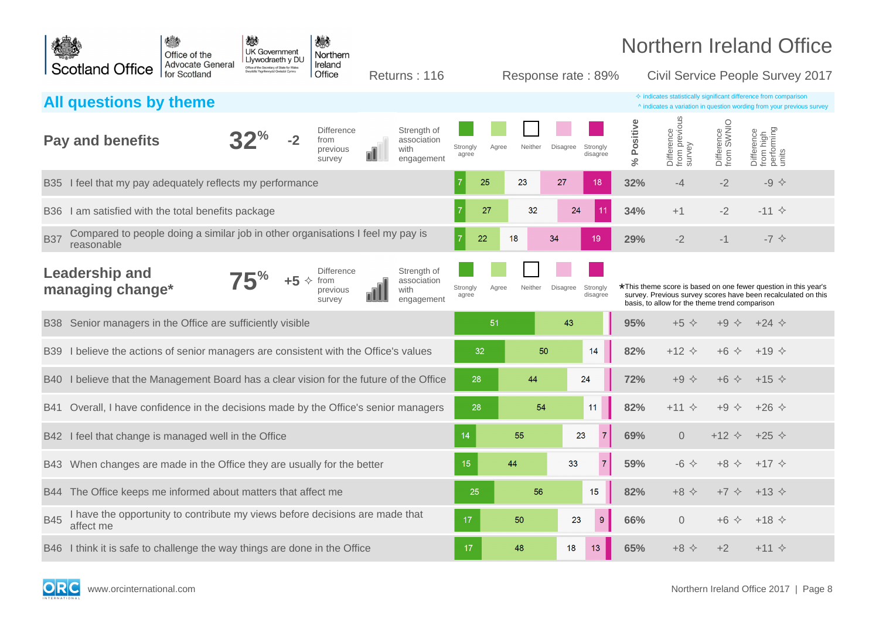Scotland Office | Office of the Advocate General for Scotland | UK Government Llywodraeth y DU | Northern Ireland Office

# Northern Ireland Office

Returns : 116 | Response rate : 89% | Civil Service People Survey 2017

## All questions by theme

✧ indicates statistically significant difference from comparison
^ indicates a variation in question wording from your previous survey

### Pay and benefits

**32%** | -2 Difference from previous survey | Strength of association with engagement

| Question | Strongly agree | Agree | Neither | Disagree | Strongly disagree | % Positive | Difference from previous survey | Difference from SWNIO | Difference from high performing units |
|---|---|---|---|---|---|---|---|---|---|
| B35 I feel that my pay adequately reflects my performance | 7 | 25 | 23 | 27 | 18 | 32% | -4 | -2 | -9 ✧ |
| B36 I am satisfied with the total benefits package | 7 | 27 | 32 | 24 | 11 | 34% | +1 | -2 | -11 ✧ |
| B37 Compared to people doing a similar job in other organisations I feel my pay is reasonable | 7 | 22 | 18 | 34 | 19 | 29% | -2 | -1 | -7 ✧ |

### Leadership and managing change*

**75%** | +5 ✧ Difference from previous survey | Strength of association with engagement

*This theme score is based on one fewer question in this year's survey. Previous survey scores have been recalculated on this basis, to allow for the theme trend comparison

| Question | Strongly agree | Agree | Neither | Disagree | Strongly disagree | % Positive | Difference from previous survey | Difference from SWNIO | Difference from high performing units |
|---|---|---|---|---|---|---|---|---|---|
| B38 Senior managers in the Office are sufficiently visible | 51 | 43 | | | | 95% | +5 ✧ | +9 ✧ | +24 ✧ |
| B39 I believe the actions of senior managers are consistent with the Office's values | 32 | 50 | 14 | | | 82% | +12 ✧ | +6 ✧ | +19 ✧ |
| B40 I believe that the Management Board has a clear vision for the future of the Office | 28 | 44 | 24 | | | 72% | +9 ✧ | +6 ✧ | +15 ✧ |
| B41 Overall, I have confidence in the decisions made by the Office's senior managers | 28 | 54 | 11 | | | 82% | +11 ✧ | +9 ✧ | +26 ✧ |
| B42 I feel that change is managed well in the Office | 14 | 55 | 23 | 7 | | 69% | 0 | +12 ✧ | +25 ✧ |
| B43 When changes are made in the Office they are usually for the better | 15 | 44 | 33 | 7 | | 59% | -6 ✧ | +8 ✧ | +17 ✧ |
| B44 The Office keeps me informed about matters that affect me | 25 | 56 | 15 | | | 82% | +8 ✧ | +7 ✧ | +13 ✧ |
| B45 I have the opportunity to contribute my views before decisions are made that affect me | 17 | 50 | 23 | 9 | | 66% | 0 | +6 ✧ | +18 ✧ |
| B46 I think it is safe to challenge the way things are done in the Office | 17 | 48 | 18 | 13 | | 65% | +8 ✧ | +2 | +11 ✧ |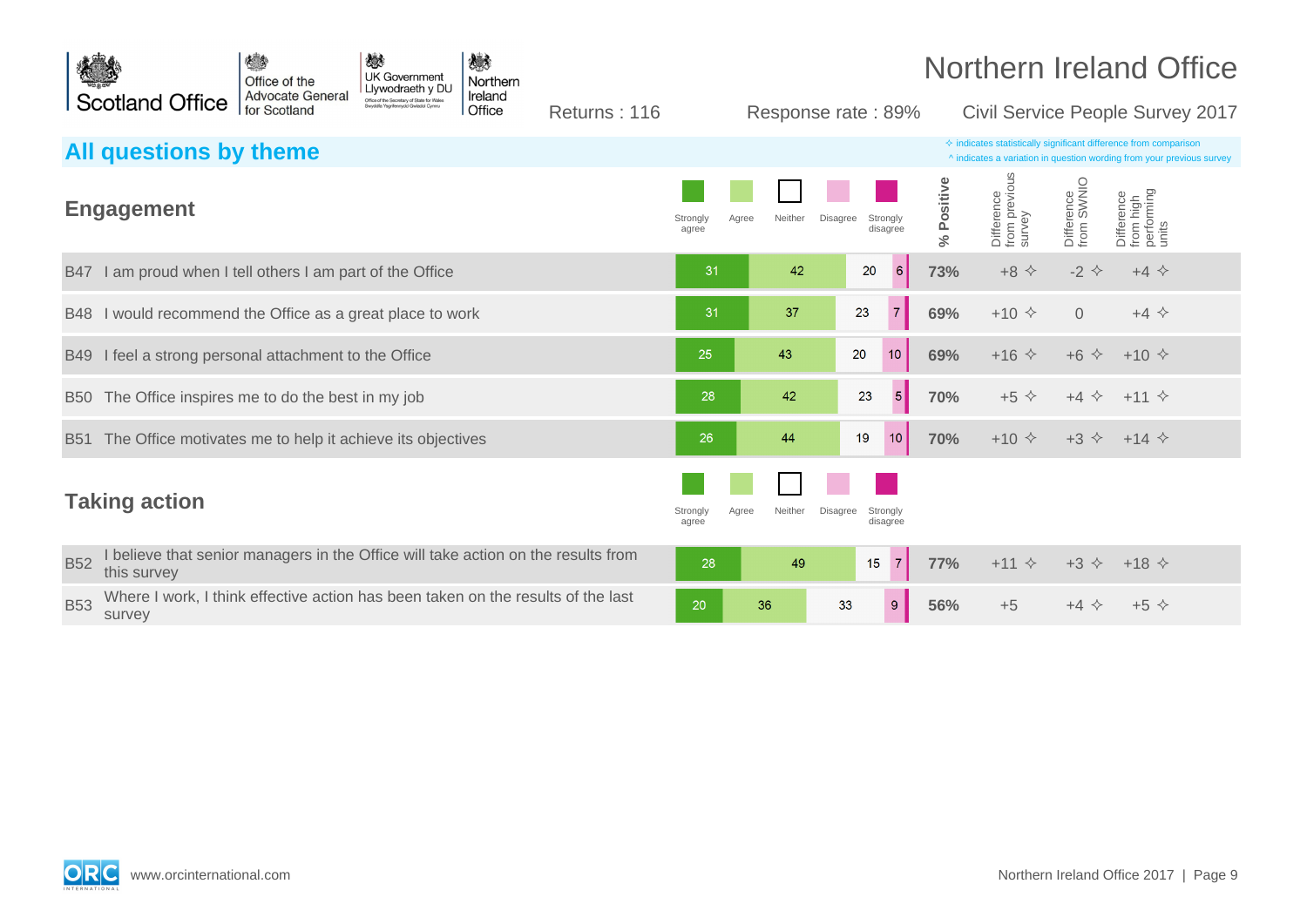Northern Ireland Office

Returns : 116 | Response rate : 89% | Civil Service People Survey 2017

## All questions by theme

✧ indicates statistically significant difference from comparison
^ indicates a variation in question wording from your previous survey

### Engagement

| | Question | Strongly agree | Agree | Neither | Disagree | Strongly disagree | % Positive | Difference from previous survey | Difference from SWNIO | Difference from high performing units |
|---|---|---|---|---|---|---|---|---|---|---|
| B47 | I am proud when I tell others I am part of the Office | 31 | 42 | 20 | 6 | | 73% | +8 ✧ | -2 ✧ | +4 ✧ |
| B48 | I would recommend the Office as a great place to work | 31 | 37 | 23 | 7 | | 69% | +10 ✧ | 0 | +4 ✧ |
| B49 | I feel a strong personal attachment to the Office | 25 | 43 | 20 | 10 | | 69% | +16 ✧ | +6 ✧ | +10 ✧ |
| B50 | The Office inspires me to do the best in my job | 28 | 42 | 23 | 5 | | 70% | +5 ✧ | +4 ✧ | +11 ✧ |
| B51 | The Office motivates me to help it achieve its objectives | 26 | 44 | 19 | 10 | | 70% | +10 ✧ | +3 ✧ | +14 ✧ |

### Taking action

| | Question | Strongly agree | Agree | Neither | Disagree | Strongly disagree | % Positive | Difference from previous survey | Difference from SWNIO | Difference from high performing units |
|---|---|---|---|---|---|---|---|---|---|---|
| B52 | I believe that senior managers in the Office will take action on the results from this survey | 28 | 49 | 15 | 7 | | 77% | +11 ✧ | +3 ✧ | +18 ✧ |
| B53 | Where I work, I think effective action has been taken on the results of the last survey | 20 | 36 | 33 | 9 | | 56% | +5 | +4 ✧ | +5 ✧ |

www.orcinternational.com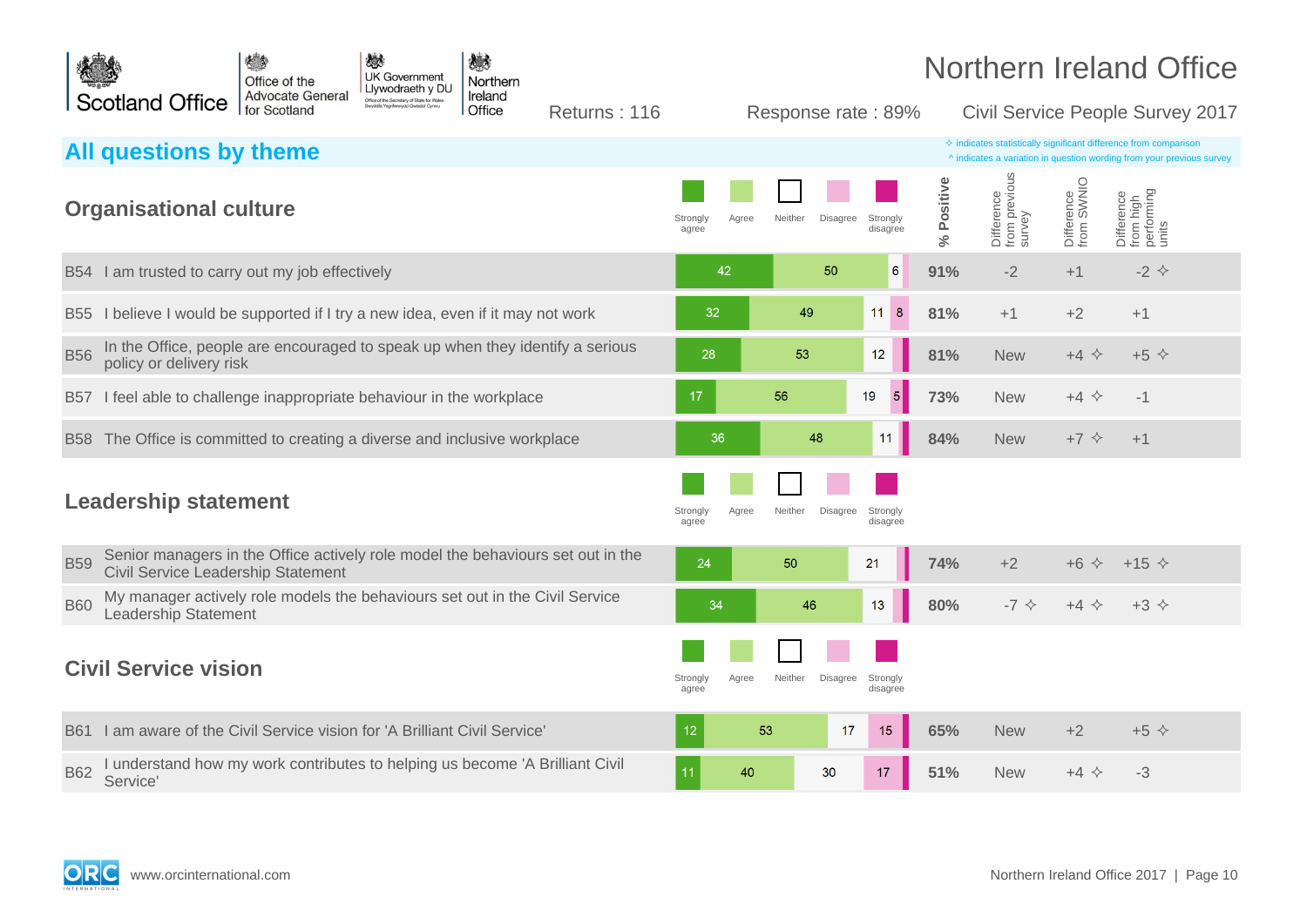Returns : 116 | Response rate : 89% | Civil Service People Survey 2017

# Northern Ireland Office

## All questions by theme

✧ indicates statistically significant difference from comparison
^ indicates a variation in question wording from your previous survey

### Organisational culture

| | Question | Strongly agree | Agree | Neither | Disagree | Strongly disagree | % Positive | Difference from previous survey | Difference from SWNIO | Difference from high performing units |
|---|---|---|---|---|---|---|---|---|---|---|
| B54 | I am trusted to carry out my job effectively | 42 | 50 | 6 | | | 91% | -2 | +1 | -2 ✧ |
| B55 | I believe I would be supported if I try a new idea, even if it may not work | 32 | 49 | 11 | 8 | | 81% | +1 | +2 | +1 |
| B56 | In the Office, people are encouraged to speak up when they identify a serious policy or delivery risk | 28 | 53 | 12 | | | 81% | New | +4 ✧ | +5 ✧ |
| B57 | I feel able to challenge inappropriate behaviour in the workplace | 17 | 56 | 19 | 5 | | 73% | New | +4 ✧ | -1 |
| B58 | The Office is committed to creating a diverse and inclusive workplace | 36 | 48 | 11 | | | 84% | New | +7 ✧ | +1 |

### Leadership statement

| | Question | Strongly agree | Agree | Neither | Disagree | Strongly disagree | % Positive | Difference from previous survey | Difference from SWNIO | Difference from high performing units |
|---|---|---|---|---|---|---|---|---|---|---|
| B59 | Senior managers in the Office actively role model the behaviours set out in the Civil Service Leadership Statement | 24 | 50 | 21 | | | 74% | +2 | +6 ✧ | +15 ✧ |
| B60 | My manager actively role models the behaviours set out in the Civil Service Leadership Statement | 34 | 46 | 13 | | | 80% | -7 ✧ | +4 ✧ | +3 ✧ |

### Civil Service vision

| | Question | Strongly agree | Agree | Neither | Disagree | Strongly disagree | % Positive | Difference from previous survey | Difference from SWNIO | Difference from high performing units |
|---|---|---|---|---|---|---|---|---|---|---|
| B61 | I am aware of the Civil Service vision for 'A Brilliant Civil Service' | 12 | 53 | 17 | 15 | | 65% | New | +2 | +5 ✧ |
| B62 | I understand how my work contributes to helping us become 'A Brilliant Civil Service' | 11 | 40 | 30 | 17 | | 51% | New | +4 ✧ | -3 |

www.orcinternational.com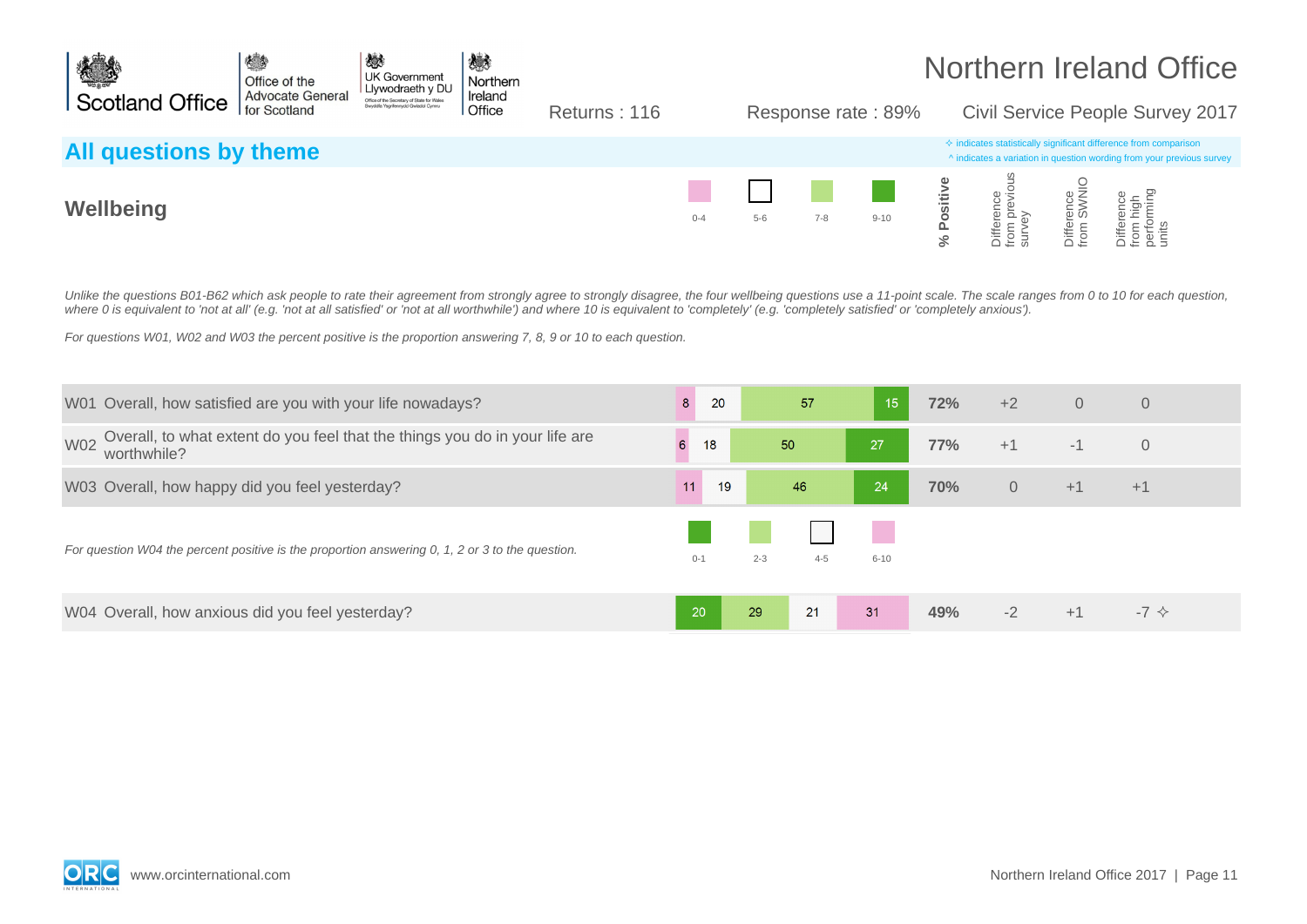# Northern Ireland Office

Returns : 116 | Response rate : 89% | Civil Service People Survey 2017

## All questions by theme

✧ indicates statistically significant difference from comparison
^ indicates a variation in question wording from your previous survey

### Wellbeing

*Unlike the questions B01-B62 which ask people to rate their agreement from strongly agree to strongly disagree, the four wellbeing questions use a 11-point scale. The scale ranges from 0 to 10 for each question, where 0 is equivalent to 'not at all' (e.g. 'not at all satisfied' or 'not at all worthwhile') and where 10 is equivalent to 'completely' (e.g. 'completely satisfied' or 'completely anxious').*

*For questions W01, W02 and W03 the percent positive is the proportion answering 7, 8, 9 or 10 to each question.*

| Question | 0-4 | 5-6 | 7-8 | 9-10 | % Positive | Difference from previous survey | Difference from SWNIO | Difference from high performing units |
|---|---|---|---|---|---|---|---|---|
| W01 Overall, how satisfied are you with your life nowadays? | 8 | 20 | 57 | 15 | 72% | +2 | 0 | 0 |
| W02 Overall, to what extent do you feel that the things you do in your life are worthwhile? | 6 | 18 | 50 | 27 | 77% | +1 | -1 | 0 |
| W03 Overall, how happy did you feel yesterday? | 11 | 19 | 46 | 24 | 70% | 0 | +1 | +1 |

*For question W04 the percent positive is the proportion answering 0, 1, 2 or 3 to the question.*

| Question | 0-1 | 2-3 | 4-5 | 6-10 | % Positive | Difference from previous survey | Difference from SWNIO | Difference from high performing units |
|---|---|---|---|---|---|---|---|---|
| W04 Overall, how anxious did you feel yesterday? | 20 | 29 | 21 | 31 | 49% | -2 | +1 | -7 ✧ |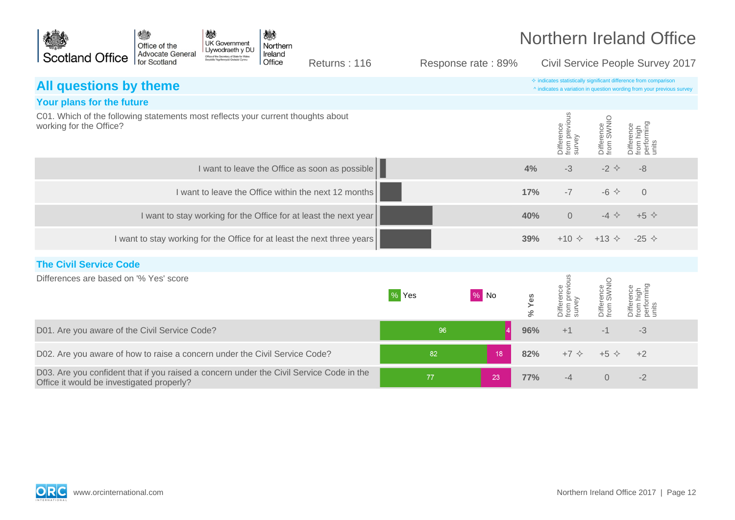Northern Ireland Office

Returns : 116 | Response rate : 89% | Civil Service People Survey 2017

## All questions by theme

✧ indicates statistically significant difference from comparison
^ indicates a variation in question wording from your previous survey

### Your plans for the future

C01. Which of the following statements most reflects your current thoughts about working for the Office?

| Statement | % | Difference from previous survey | Difference from SWNIO | Difference from high performing units |
|---|---|---|---|---|
| I want to leave the Office as soon as possible | 4% | -3 | -2 ✧ | -8 |
| I want to leave the Office within the next 12 months | 17% | -7 | -6 ✧ | 0 |
| I want to stay working for the Office for at least the next year | 40% | 0 | -4 ✧ | +5 ✧ |
| I want to stay working for the Office for at least the next three years | 39% | +10 ✧ | +13 ✧ | -25 ✧ |

### The Civil Service Code

Differences are based on '% Yes' score

| Question | % Yes | % No | % Yes | Difference from previous survey | Difference from SWNIO | Difference from high performing units |
|---|---|---|---|---|---|---|
| D01. Are you aware of the Civil Service Code? | 96 | 4 | 96% | +1 | -1 | -3 |
| D02. Are you aware of how to raise a concern under the Civil Service Code? | 82 | 18 | 82% | +7 ✧ | +5 ✧ | +2 |
| D03. Are you confident that if you raised a concern under the Civil Service Code in the Office it would be investigated properly? | 77 | 23 | 77% | -4 | 0 | -2 |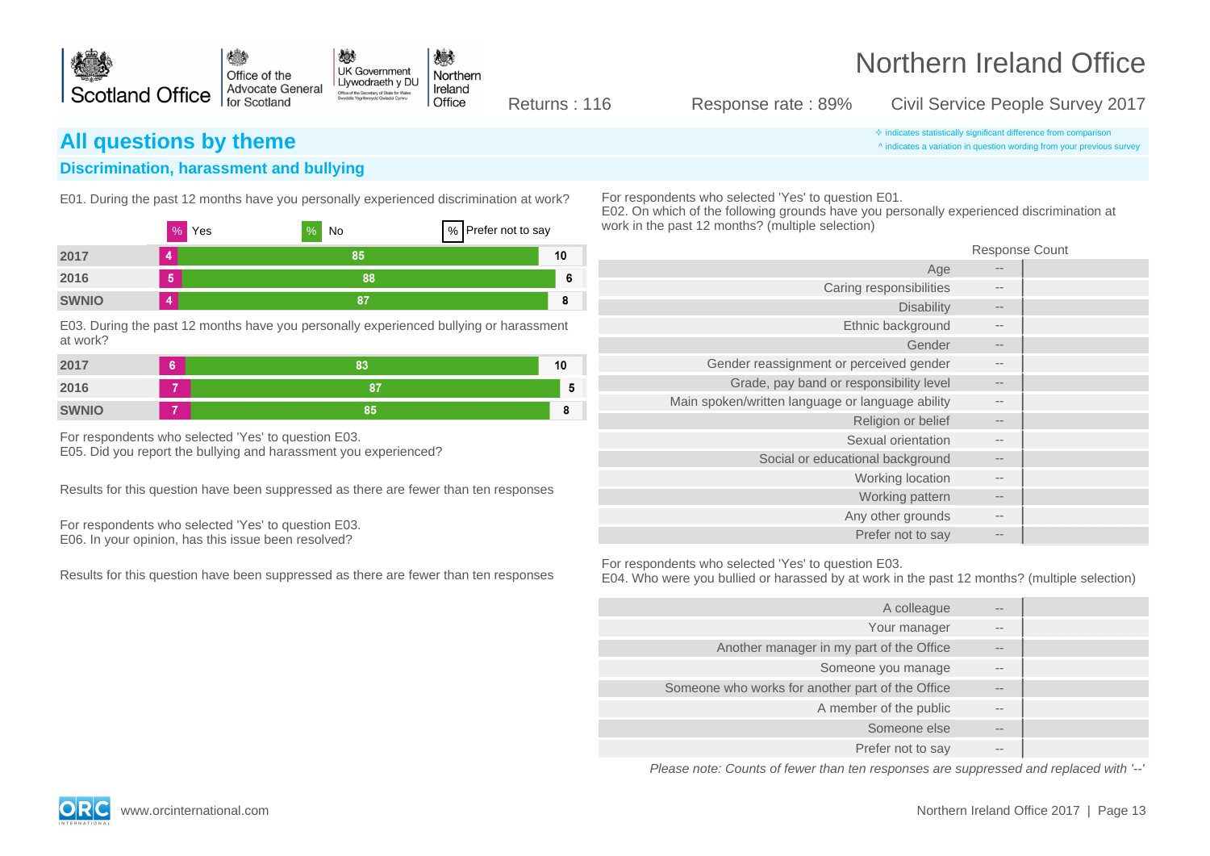# Northern Ireland Office

Returns : 116 Response rate : 89% Civil Service People Survey 2017

## All questions by theme

✧ indicates statistically significant difference from comparison
^ indicates a variation in question wording from your previous survey

### Discrimination, harassment and bullying

E01. During the past 12 months have you personally experienced discrimination at work?

| | % Yes | % No | % Prefer not to say |
|---|---|---|---|
| 2017 | 4 | 85 | 10 |
| 2016 | 5 | 88 | 6 |
| SWNIO | 4 | 87 | 8 |

E03. During the past 12 months have you personally experienced bullying or harassment at work?

| | % Yes | % No | % Prefer not to say |
|---|---|---|---|
| 2017 | 6 | 83 | 10 |
| 2016 | 7 | 87 | 5 |
| SWNIO | 7 | 85 | 8 |

For respondents who selected 'Yes' to question E03.
E05. Did you report the bullying and harassment you experienced?

Results for this question have been suppressed as there are fewer than ten responses

For respondents who selected 'Yes' to question E03.
E06. In your opinion, has this issue been resolved?

Results for this question have been suppressed as there are fewer than ten responses

For respondents who selected 'Yes' to question E01.
E02. On which of the following grounds have you personally experienced discrimination at work in the past 12 months? (multiple selection)

| | Response Count |
|---|---|
| Age | -- |
| Caring responsibilities | -- |
| Disability | -- |
| Ethnic background | -- |
| Gender | -- |
| Gender reassignment or perceived gender | -- |
| Grade, pay band or responsibility level | -- |
| Main spoken/written language or language ability | -- |
| Religion or belief | -- |
| Sexual orientation | -- |
| Social or educational background | -- |
| Working location | -- |
| Working pattern | -- |
| Any other grounds | -- |
| Prefer not to say | -- |

For respondents who selected 'Yes' to question E03.
E04. Who were you bullied or harassed by at work in the past 12 months? (multiple selection)

| | Response Count |
|---|---|
| A colleague | -- |
| Your manager | -- |
| Another manager in my part of the Office | -- |
| Someone you manage | -- |
| Someone who works for another part of the Office | -- |
| A member of the public | -- |
| Someone else | -- |
| Prefer not to say | -- |

*Please note: Counts of fewer than ten responses are suppressed and replaced with '--'*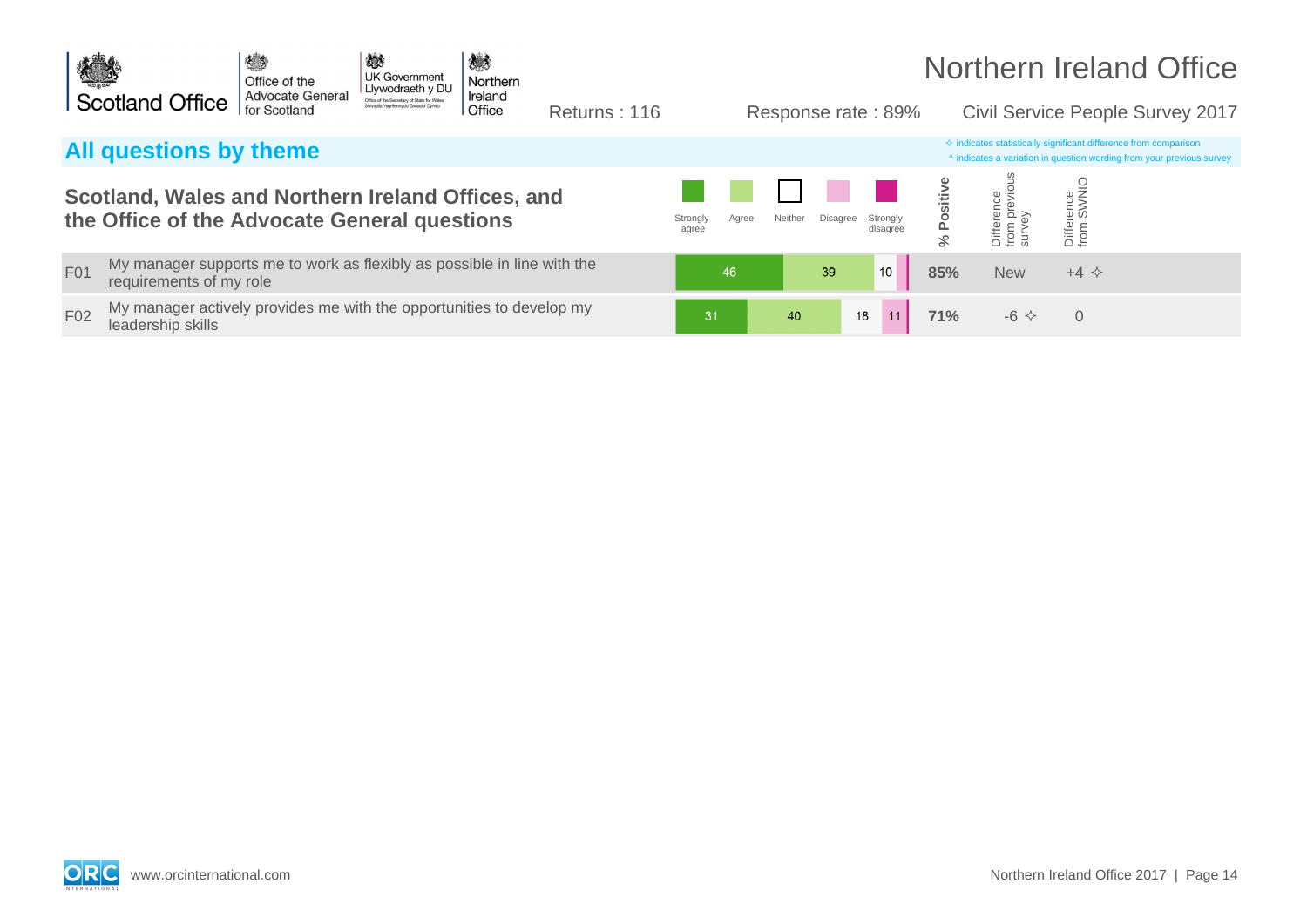# Northern Ireland Office

Returns : 116 | Response rate : 89% | Civil Service People Survey 2017

## All questions by theme

✧ indicates statistically significant difference from comparison
^ indicates a variation in question wording from your previous survey

### Scotland, Wales and Northern Ireland Offices, and the Office of the Advocate General questions

| | Question | Strongly agree | Agree | Neither | Disagree | Strongly disagree | % Positive | Difference from previous survey | Difference from SWNIO |
|---|---|---|---|---|---|---|---|---|---|
| F01 | My manager supports me to work as flexibly as possible in line with the requirements of my role | 46 | 39 | 10 | | | 85% | New | +4 ✧ |
| F02 | My manager actively provides me with the opportunities to develop my leadership skills | 31 | 40 | 18 | 11 | | 71% | -6 ✧ | 0 |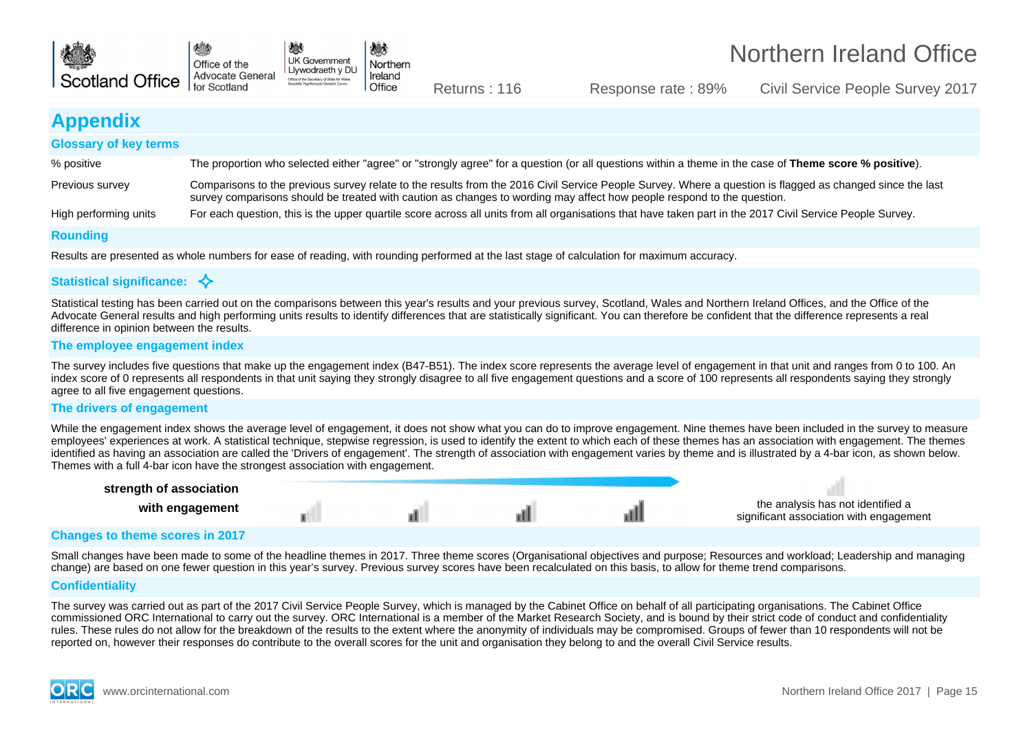# Appendix

## Glossary of key terms

| | |
|---|---|
| % positive | The proportion who selected either "agree" or "strongly agree" for a question (or all questions within a theme in the case of **Theme score % positive**). |
| Previous survey | Comparisons to the previous survey relate to the results from the 2016 Civil Service People Survey. Where a question is flagged as changed since the last survey comparisons should be treated with caution as changes to wording may affect how people respond to the question. |
| High performing units | For each question, this is the upper quartile score across all units from all organisations that have taken part in the 2017 Civil Service People Survey. |

## Rounding

Results are presented as whole numbers for ease of reading, with rounding performed at the last stage of calculation for maximum accuracy.

## Statistical significance:

Statistical testing has been carried out on the comparisons between this year's results and your previous survey, Scotland, Wales and Northern Ireland Offices, and the Office of the Advocate General results and high performing units results to identify differences that are statistically significant. You can therefore be confident that the difference represents a real difference in opinion between the results.

## The employee engagement index

The survey includes five questions that make up the engagement index (B47-B51). The index score represents the average level of engagement in that unit and ranges from 0 to 100. An index score of 0 represents all respondents in that unit saying they strongly disagree to all five engagement questions and a score of 100 represents all respondents saying they strongly agree to all five engagement questions.

## The drivers of engagement

While the engagement index shows the average level of engagement, it does not show what you can do to improve engagement. Nine themes have been included in the survey to measure employees' experiences at work. A statistical technique, stepwise regression, is used to identify the extent to which each of these themes has an association with engagement. The themes identified as having an association are called the 'Drivers of engagement'. The strength of association with engagement varies by theme and is illustrated by a 4-bar icon, as shown below. Themes with a full 4-bar icon have the strongest association with engagement.

strength of association with engagement

the analysis has not identified a significant association with engagement

## Changes to theme scores in 2017

Small changes have been made to some of the headline themes in 2017. Three theme scores (Organisational objectives and purpose; Resources and workload; Leadership and managing change) are based on one fewer question in this year's survey. Previous survey scores have been recalculated on this basis, to allow for theme trend comparisons.

## Confidentiality

The survey was carried out as part of the 2017 Civil Service People Survey, which is managed by the Cabinet Office on behalf of all participating organisations. The Cabinet Office commissioned ORC International to carry out the survey. ORC International is a member of the Market Research Society, and is bound by their strict code of conduct and confidentiality rules. These rules do not allow for the breakdown of the results to the extent where the anonymity of individuals may be compromised. Groups of fewer than 10 respondents will not be reported on, however their responses do contribute to the overall scores for the unit and organisation they belong to and the overall Civil Service results.